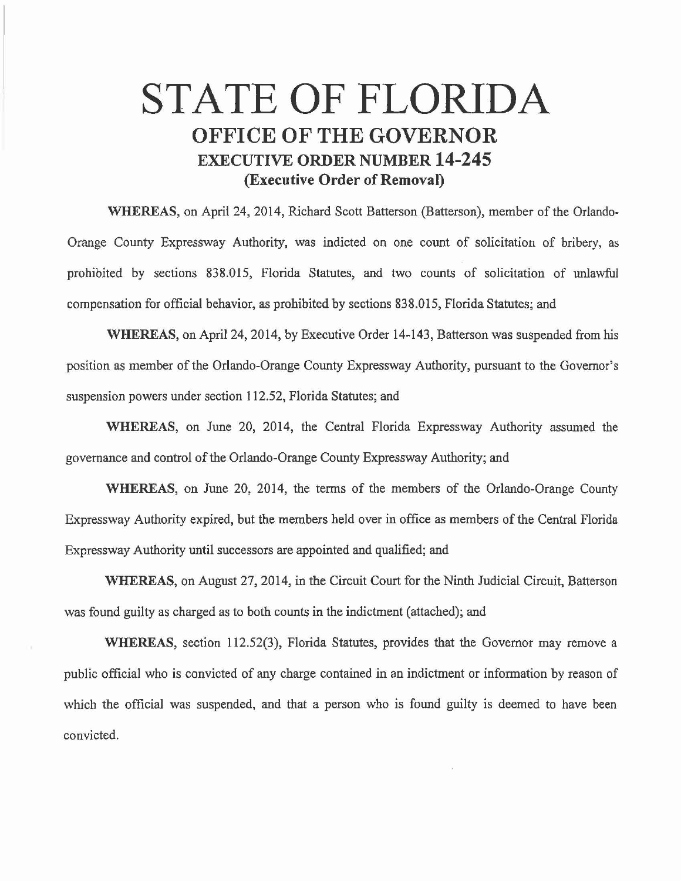# STATE OF FLORIDA

## OFFICE OF THE GOVERNOR

### EXECUTIVE ORDER NUMBER 14-245

### (Executive Order of Removal)

**WHEREAS**, on April 24, 2014, Richard Scott Batterson (Batterson), member of the Orlando-Orange County Expressway Authority, was indicted on one count of solicitation of bribery, as prohibited by sections 838.015, Florida Statutes, and two counts of solicitation of unlawful compensation for official behavior, as prohibited by sections 838.015, Florida Statutes; and

**WHEREAS**, on April 24, 2014, by Executive Order 14-143, Batterson was suspended from his position as member of the Orlando-Orange County Expressway Authority, pursuant to the Governor's suspension powers under section 112.52, Florida Statutes; and

**WHEREAS**, on June 20, 2014, the Central Florida Expressway Authority assumed the governance and control of the Orlando-Orange County Expressway Authority; and

**WHEREAS**, on June 20, 2014, the terms of the members of the Orlando-Orange County Expressway Authority expired, but the members held over in office as members of the Central Florida Expressway Authority until successors are appointed and qualified; and

**WHEREAS**, on August 27, 2014, in the Circuit Court for the Ninth Judicial Circuit, Batterson was found guilty as charged as to both counts in the indictment (attached); and

**WHEREAS**, section 112.52(3), Florida Statutes, provides that the Governor may remove a public official who is convicted of any charge contained in an indictment or information by reason of which the official was suspended, and that a person who is found guilty is deemed to have been convicted.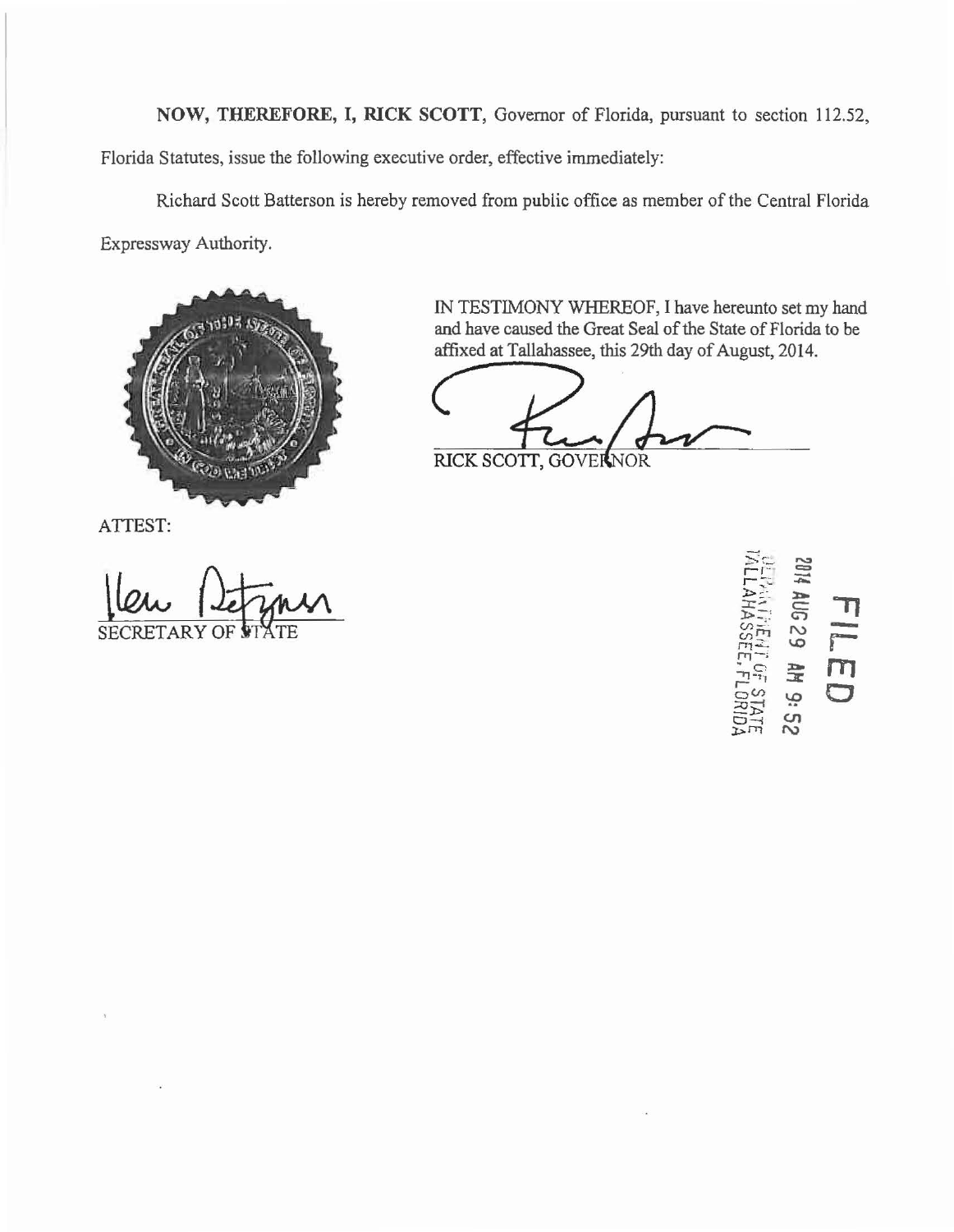**NOW, THEREFORE, I, RICK SCOTT**, Governor of Florida, pursuant to section 112.52, Florida Statutes, issue the following executive order, effective immediately:

Richard Scott Batterson is hereby removed from public office as member of the Central Florida Expressway Authority.

IN TESTIMONY WHEREOF, I have hereunto set my hand and have caused the Great Seal of the State of Florida to be affixed at Tallahassee, this 29th day of August, 2014.

RICK SCOTT, GOVERNOR

ATTEST:

SECRETARY OF STATE

FILED

2014 AUG 29 AM 9:52

DEPARTMENT OF STATE
TALLAHASSEE, FLORIDA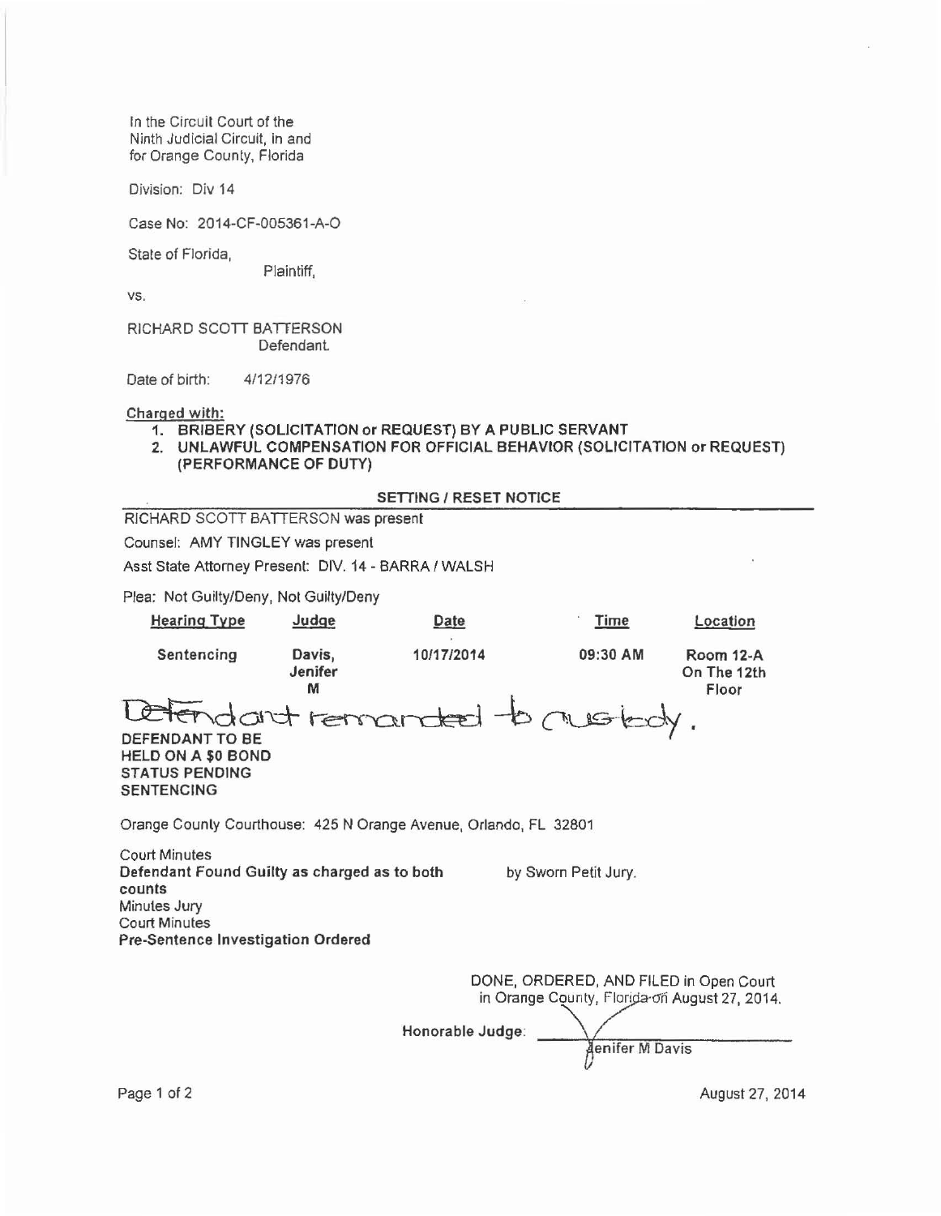In the Circuit Court of the
Ninth Judicial Circuit, in and
for Orange County, Florida

Division: Div 14

Case No: 2014-CF-005361-A-O

State of Florida,
Plaintiff,

vs.

RICHARD SCOTT BATTERSON
Defendant.

Date of birth: 4/12/1976

Charged with:

1. **BRIBERY (SOLICITATION or REQUEST) BY A PUBLIC SERVANT**
2. **UNLAWFUL COMPENSATION FOR OFFICIAL BEHAVIOR (SOLICITATION or REQUEST) (PERFORMANCE OF DUTY)**

**SETTING / RESET NOTICE**

RICHARD SCOTT BATTERSON was present

Counsel: AMY TINGLEY was present

Asst State Attorney Present: DIV. 14 - BARRA / WALSH

Plea: Not Guilty/Deny, Not Guilty/Deny

| Hearing Type | Judge | Date | Time | Location |
|---|---|---|---|---|
| Sentencing | Davis, Jenifer M | 10/17/2014 | 09:30 AM | Room 12-A On The 12th Floor |

Defendant remanded to custody.

**DEFENDANT TO BE HELD ON A $0 BOND STATUS PENDING SENTENCING**

Orange County Courthouse: 425 N Orange Avenue, Orlando, FL 32801

Court Minutes
**Defendant Found Guilty as charged as to both counts** by Sworn Petit Jury.
Minutes Jury
Court Minutes
**Pre-Sentence Investigation Ordered**

DONE, ORDERED, AND FILED in Open Court in Orange County, Florida on August 27, 2014.

Honorable Judge: Jenifer M Davis

August 27, 2014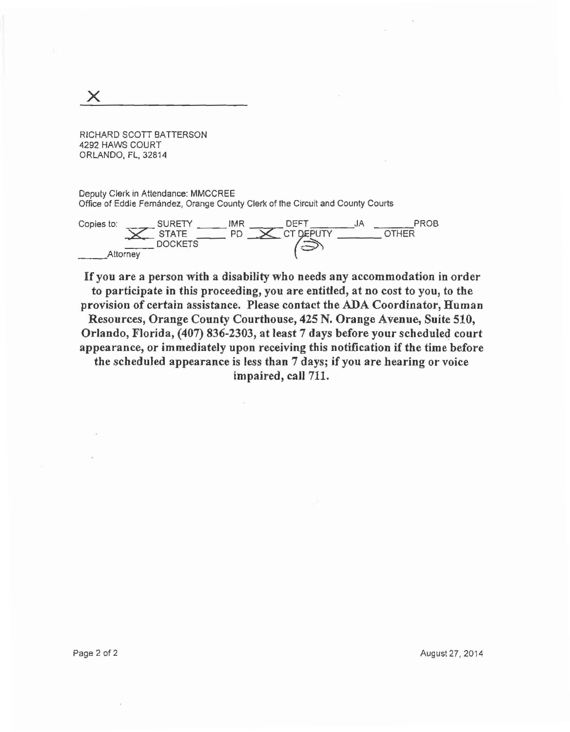X \_\_\_\_\_\_\_\_\_\_\_\_\_\_\_\_\_\_\_\_

RICHARD SCOTT BATTERSON
4292 HAWS COURT
ORLANDO, FL, 32814

Deputy Clerk in Attendance: MMCCREE
Office of Eddie Fernández, Orange County Clerk of the Circuit and County Courts

Copies to: \_\_\_\_ SURETY \_\_\_\_ IMR \_\_\_\_ DEFT \_\_\_\_ JA \_\_\_\_ PROB
X STATE \_\_\_\_ PD X CT DEPUTY \_\_\_\_ OTHER
\_\_\_\_ DOCKETS
\_\_\_\_ Attorney

**If you are a person with a disability who needs any accommodation in order to participate in this proceeding, you are entitled, at no cost to you, to the provision of certain assistance. Please contact the ADA Coordinator, Human Resources, Orange County Courthouse, 425 N. Orange Avenue, Suite 510, Orlando, Florida, (407) 836-2303, at least 7 days before your scheduled court appearance, or immediately upon receiving this notification if the time before the scheduled appearance is less than 7 days; if you are hearing or voice impaired, call 711.**

August 27, 2014